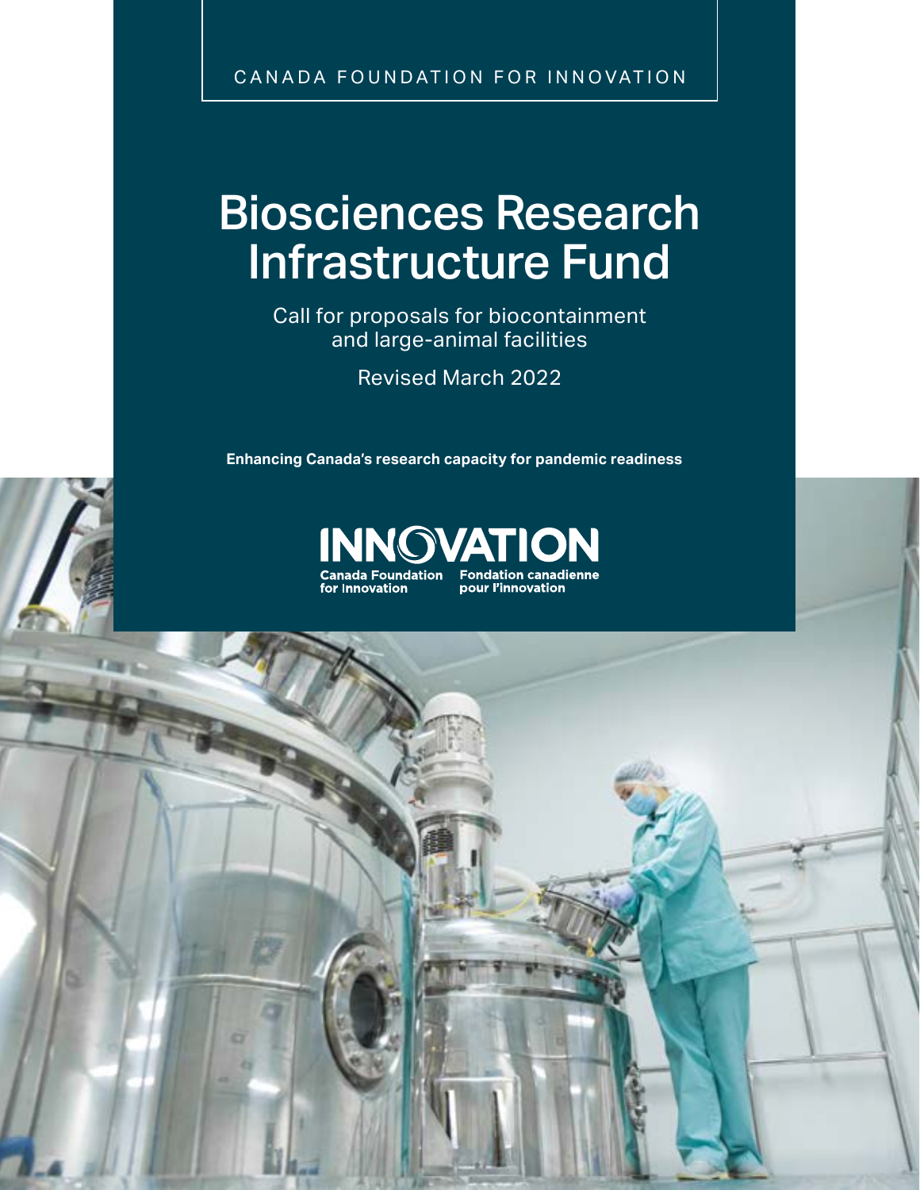CANADA FOUNDATION FOR INNOVATION

# Biosciences Research Infrastructure Fund

Call for proposals for biocontainment and large-animal facilities

Revised March 2022

**Enhancing Canada's research capacity for pandemic readiness**

INNOVATION

Canada Foundation for Innovation | Fondation canadienne pour l'innovation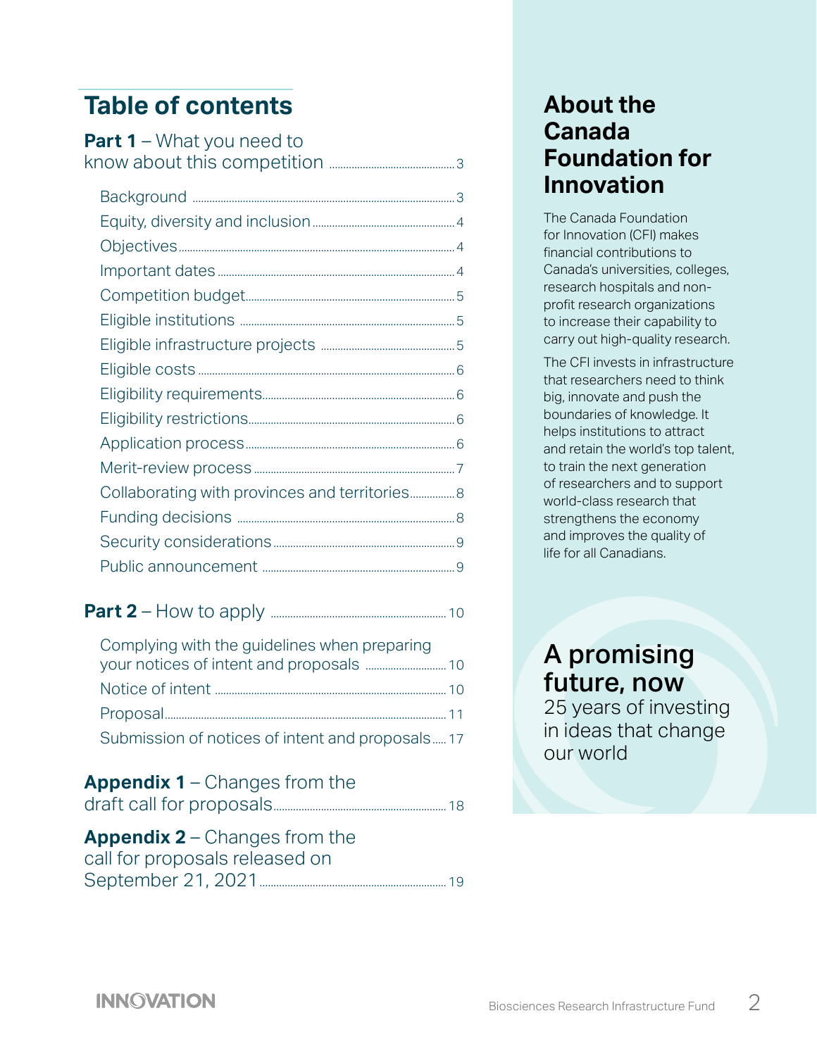# Table of contents

**Part 1** – What you need to know about this competition ..... 3

- Background ..... 3
- Equity, diversity and inclusion ..... 4
- Objectives ..... 4
- Important dates ..... 4
- Competition budget ..... 5
- Eligible institutions ..... 5
- Eligible infrastructure projects ..... 5
- Eligible costs ..... 6
- Eligibility requirements ..... 6
- Eligibility restrictions ..... 6
- Application process ..... 6
- Merit-review process ..... 7
- Collaborating with provinces and territories ..... 8
- Funding decisions ..... 8
- Security considerations ..... 9
- Public announcement ..... 9

**Part 2** – How to apply ..... 10

- Complying with the guidelines when preparing your notices of intent and proposals ..... 10
- Notice of intent ..... 10
- Proposal ..... 11
- Submission of notices of intent and proposals ..... 17

**Appendix 1** – Changes from the draft call for proposals ..... 18

**Appendix 2** – Changes from the call for proposals released on September 21, 2021 ..... 19

## About the Canada Foundation for Innovation

The Canada Foundation for Innovation (CFI) makes financial contributions to Canada's universities, colleges, research hospitals and non-profit research organizations to increase their capability to carry out high-quality research.

The CFI invests in infrastructure that researchers need to think big, innovate and push the boundaries of knowledge. It helps institutions to attract and retain the world's top talent, to train the next generation of researchers and to support world-class research that strengthens the economy and improves the quality of life for all Canadians.

## A promising future, now

25 years of investing in ideas that change our world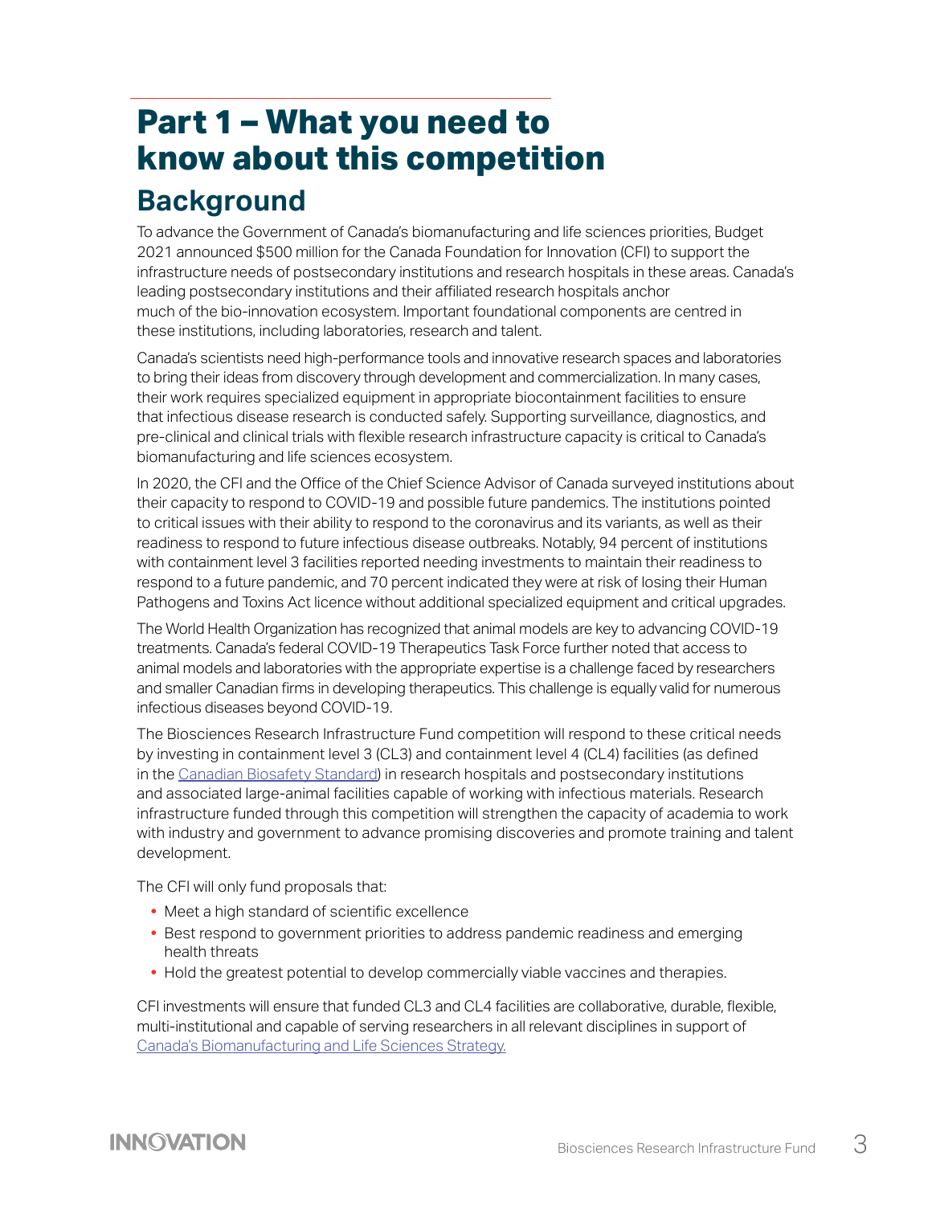# Part 1 – What you need to know about this competition

## Background

To advance the Government of Canada's biomanufacturing and life sciences priorities, Budget 2021 announced $500 million for the Canada Foundation for Innovation (CFI) to support the infrastructure needs of postsecondary institutions and research hospitals in these areas. Canada's leading postsecondary institutions and their affiliated research hospitals anchor much of the bio-innovation ecosystem. Important foundational components are centred in these institutions, including laboratories, research and talent.

Canada's scientists need high-performance tools and innovative research spaces and laboratories to bring their ideas from discovery through development and commercialization. In many cases, their work requires specialized equipment in appropriate biocontainment facilities to ensure that infectious disease research is conducted safely. Supporting surveillance, diagnostics, and pre-clinical and clinical trials with flexible research infrastructure capacity is critical to Canada's biomanufacturing and life sciences ecosystem.

In 2020, the CFI and the Office of the Chief Science Advisor of Canada surveyed institutions about their capacity to respond to COVID-19 and possible future pandemics. The institutions pointed to critical issues with their ability to respond to the coronavirus and its variants, as well as their readiness to respond to future infectious disease outbreaks. Notably, 94 percent of institutions with containment level 3 facilities reported needing investments to maintain their readiness to respond to a future pandemic, and 70 percent indicated they were at risk of losing their Human Pathogens and Toxins Act licence without additional specialized equipment and critical upgrades.

The World Health Organization has recognized that animal models are key to advancing COVID-19 treatments. Canada's federal COVID-19 Therapeutics Task Force further noted that access to animal models and laboratories with the appropriate expertise is a challenge faced by researchers and smaller Canadian firms in developing therapeutics. This challenge is equally valid for numerous infectious diseases beyond COVID-19.

The Biosciences Research Infrastructure Fund competition will respond to these critical needs by investing in containment level 3 (CL3) and containment level 4 (CL4) facilities (as defined in the Canadian Biosafety Standard) in research hospitals and postsecondary institutions and associated large-animal facilities capable of working with infectious materials. Research infrastructure funded through this competition will strengthen the capacity of academia to work with industry and government to advance promising discoveries and promote training and talent development.

The CFI will only fund proposals that:

- Meet a high standard of scientific excellence
- Best respond to government priorities to address pandemic readiness and emerging health threats
- Hold the greatest potential to develop commercially viable vaccines and therapies.

CFI investments will ensure that funded CL3 and CL4 facilities are collaborative, durable, flexible, multi-institutional and capable of serving researchers in all relevant disciplines in support of Canada's Biomanufacturing and Life Sciences Strategy.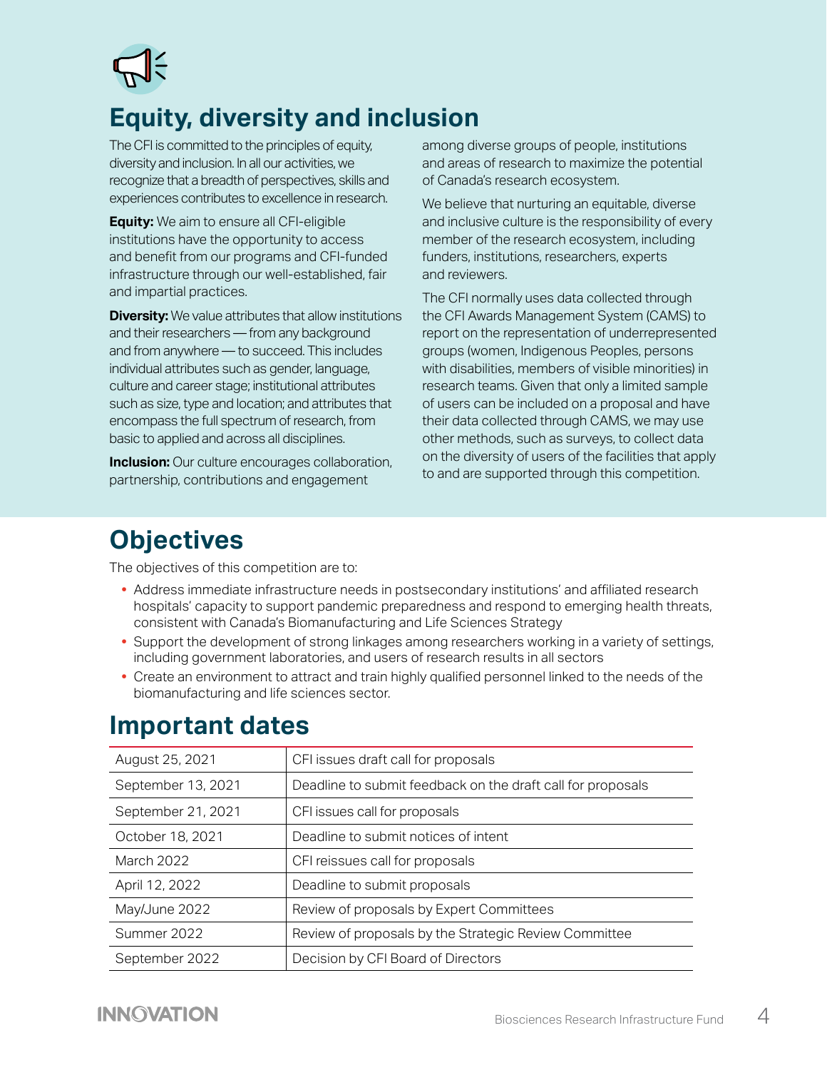## Equity, diversity and inclusion

The CFI is committed to the principles of equity, diversity and inclusion. In all our activities, we recognize that a breadth of perspectives, skills and experiences contributes to excellence in research.

**Equity:** We aim to ensure all CFI-eligible institutions have the opportunity to access and benefit from our programs and CFI-funded infrastructure through our well-established, fair and impartial practices.

**Diversity:** We value attributes that allow institutions and their researchers — from any background and from anywhere — to succeed. This includes individual attributes such as gender, language, culture and career stage; institutional attributes such as size, type and location; and attributes that encompass the full spectrum of research, from basic to applied and across all disciplines.

**Inclusion:** Our culture encourages collaboration, partnership, contributions and engagement among diverse groups of people, institutions and areas of research to maximize the potential of Canada's research ecosystem.

We believe that nurturing an equitable, diverse and inclusive culture is the responsibility of every member of the research ecosystem, including funders, institutions, researchers, experts and reviewers.

The CFI normally uses data collected through the CFI Awards Management System (CAMS) to report on the representation of underrepresented groups (women, Indigenous Peoples, persons with disabilities, members of visible minorities) in research teams. Given that only a limited sample of users can be included on a proposal and have their data collected through CAMS, we may use other methods, such as surveys, to collect data on the diversity of users of the facilities that apply to and are supported through this competition.

## Objectives

The objectives of this competition are to:

- Address immediate infrastructure needs in postsecondary institutions' and affiliated research hospitals' capacity to support pandemic preparedness and respond to emerging health threats, consistent with Canada's Biomanufacturing and Life Sciences Strategy
- Support the development of strong linkages among researchers working in a variety of settings, including government laboratories, and users of research results in all sectors
- Create an environment to attract and train highly qualified personnel linked to the needs of the biomanufacturing and life sciences sector.

## Important dates

| | |
|---|---|
| August 25, 2021 | CFI issues draft call for proposals |
| September 13, 2021 | Deadline to submit feedback on the draft call for proposals |
| September 21, 2021 | CFI issues call for proposals |
| October 18, 2021 | Deadline to submit notices of intent |
| March 2022 | CFI reissues call for proposals |
| April 12, 2022 | Deadline to submit proposals |
| May/June 2022 | Review of proposals by Expert Committees |
| Summer 2022 | Review of proposals by the Strategic Review Committee |
| September 2022 | Decision by CFI Board of Directors |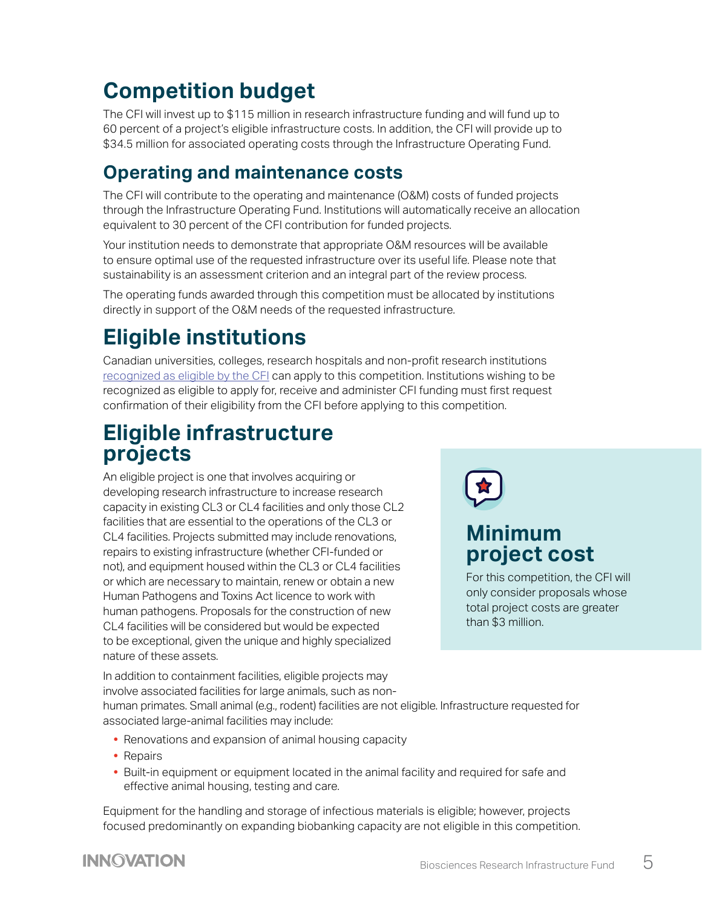# Competition budget

The CFI will invest up to $115 million in research infrastructure funding and will fund up to 60 percent of a project's eligible infrastructure costs. In addition, the CFI will provide up to $34.5 million for associated operating costs through the Infrastructure Operating Fund.

## Operating and maintenance costs

The CFI will contribute to the operating and maintenance (O&M) costs of funded projects through the Infrastructure Operating Fund. Institutions will automatically receive an allocation equivalent to 30 percent of the CFI contribution for funded projects.

Your institution needs to demonstrate that appropriate O&M resources will be available to ensure optimal use of the requested infrastructure over its useful life. Please note that sustainability is an assessment criterion and an integral part of the review process.

The operating funds awarded through this competition must be allocated by institutions directly in support of the O&M needs of the requested infrastructure.

# Eligible institutions

Canadian universities, colleges, research hospitals and non-profit research institutions recognized as eligible by the CFI can apply to this competition. Institutions wishing to be recognized as eligible to apply for, receive and administer CFI funding must first request confirmation of their eligibility from the CFI before applying to this competition.

# Eligible infrastructure projects

An eligible project is one that involves acquiring or developing research infrastructure to increase research capacity in existing CL3 or CL4 facilities and only those CL2 facilities that are essential to the operations of the CL3 or CL4 facilities. Projects submitted may include renovations, repairs to existing infrastructure (whether CFI-funded or not), and equipment housed within the CL3 or CL4 facilities or which are necessary to maintain, renew or obtain a new Human Pathogens and Toxins Act licence to work with human pathogens. Proposals for the construction of new CL4 facilities will be considered but would be expected to be exceptional, given the unique and highly specialized nature of these assets.

In addition to containment facilities, eligible projects may involve associated facilities for large animals, such as non-human primates. Small animal (e.g., rodent) facilities are not eligible. Infrastructure requested for associated large-animal facilities may include:

- Renovations and expansion of animal housing capacity
- Repairs
- Built-in equipment or equipment located in the animal facility and required for safe and effective animal housing, testing and care.

Equipment for the handling and storage of infectious materials is eligible; however, projects focused predominantly on expanding biobanking capacity are not eligible in this competition.

## Minimum project cost

For this competition, the CFI will only consider proposals whose total project costs are greater than $3 million.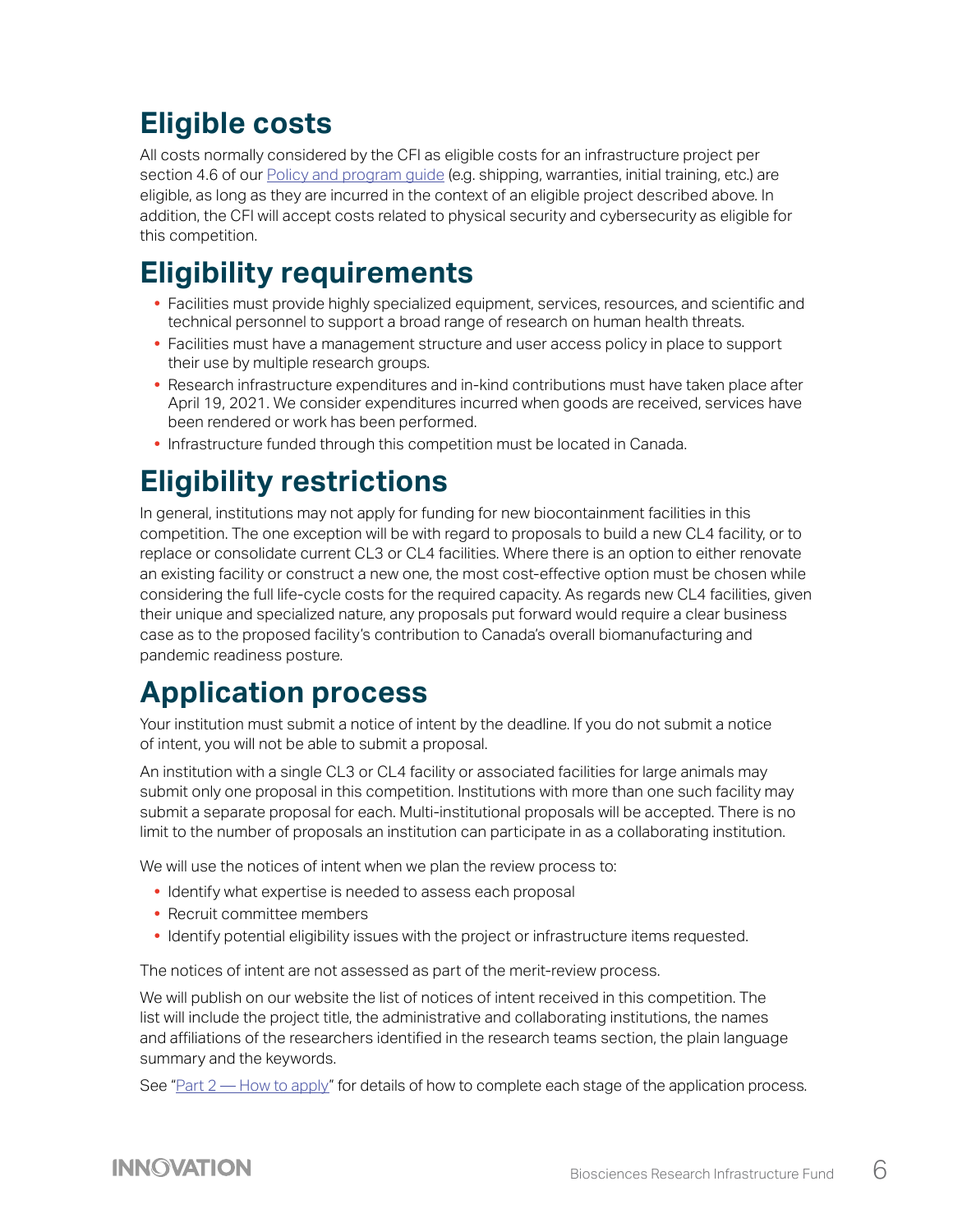## Eligible costs

All costs normally considered by the CFI as eligible costs for an infrastructure project per section 4.6 of our [Policy and program guide](#) (e.g. shipping, warranties, initial training, etc.) are eligible, as long as they are incurred in the context of an eligible project described above. In addition, the CFI will accept costs related to physical security and cybersecurity as eligible for this competition.

## Eligibility requirements

- Facilities must provide highly specialized equipment, services, resources, and scientific and technical personnel to support a broad range of research on human health threats.
- Facilities must have a management structure and user access policy in place to support their use by multiple research groups.
- Research infrastructure expenditures and in-kind contributions must have taken place after April 19, 2021. We consider expenditures incurred when goods are received, services have been rendered or work has been performed.
- Infrastructure funded through this competition must be located in Canada.

## Eligibility restrictions

In general, institutions may not apply for funding for new biocontainment facilities in this competition. The one exception will be with regard to proposals to build a new CL4 facility, or to replace or consolidate current CL3 or CL4 facilities. Where there is an option to either renovate an existing facility or construct a new one, the most cost-effective option must be chosen while considering the full life-cycle costs for the required capacity. As regards new CL4 facilities, given their unique and specialized nature, any proposals put forward would require a clear business case as to the proposed facility's contribution to Canada's overall biomanufacturing and pandemic readiness posture.

## Application process

Your institution must submit a notice of intent by the deadline. If you do not submit a notice of intent, you will not be able to submit a proposal.

An institution with a single CL3 or CL4 facility or associated facilities for large animals may submit only one proposal in this competition. Institutions with more than one such facility may submit a separate proposal for each. Multi-institutional proposals will be accepted. There is no limit to the number of proposals an institution can participate in as a collaborating institution.

We will use the notices of intent when we plan the review process to:

- Identify what expertise is needed to assess each proposal
- Recruit committee members
- Identify potential eligibility issues with the project or infrastructure items requested.

The notices of intent are not assessed as part of the merit-review process.

We will publish on our website the list of notices of intent received in this competition. The list will include the project title, the administrative and collaborating institutions, the names and affiliations of the researchers identified in the research teams section, the plain language summary and the keywords.

See "[Part 2 — How to apply](#)" for details of how to complete each stage of the application process.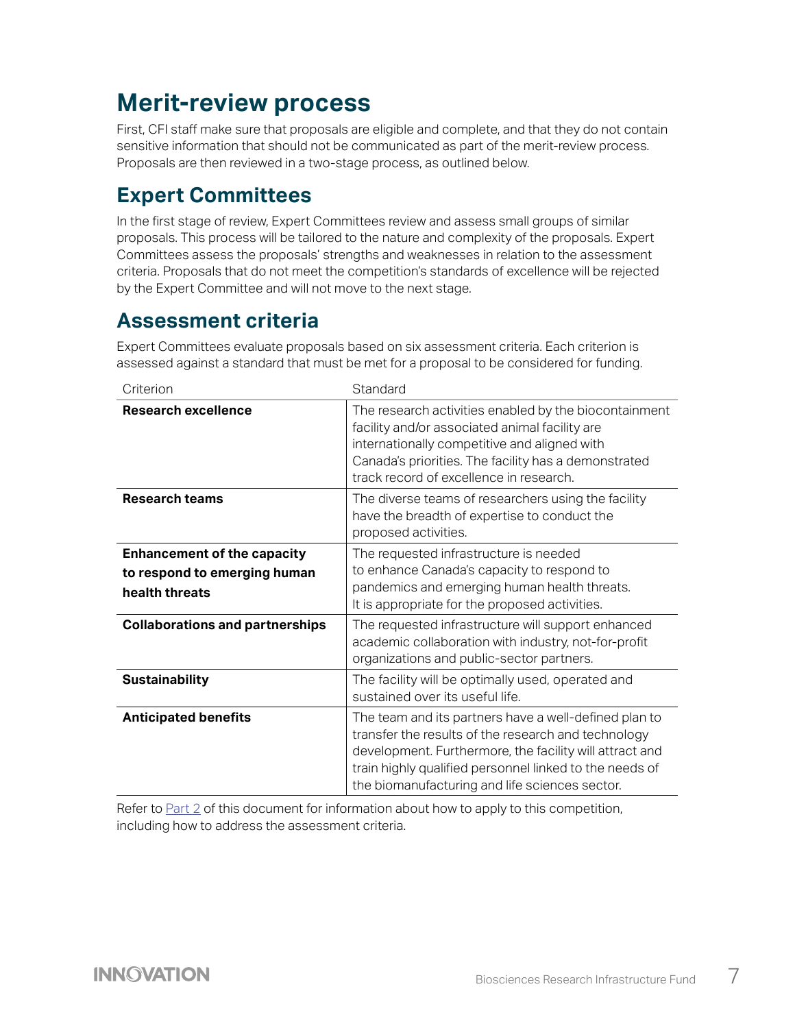# Merit-review process

First, CFI staff make sure that proposals are eligible and complete, and that they do not contain sensitive information that should not be communicated as part of the merit-review process. Proposals are then reviewed in a two-stage process, as outlined below.

## Expert Committees

In the first stage of review, Expert Committees review and assess small groups of similar proposals. This process will be tailored to the nature and complexity of the proposals. Expert Committees assess the proposals' strengths and weaknesses in relation to the assessment criteria. Proposals that do not meet the competition's standards of excellence will be rejected by the Expert Committee and will not move to the next stage.

## Assessment criteria

Expert Committees evaluate proposals based on six assessment criteria. Each criterion is assessed against a standard that must be met for a proposal to be considered for funding.

| Criterion | Standard |
|---|---|
| **Research excellence** | The research activities enabled by the biocontainment facility and/or associated animal facility are internationally competitive and aligned with Canada's priorities. The facility has a demonstrated track record of excellence in research. |
| **Research teams** | The diverse teams of researchers using the facility have the breadth of expertise to conduct the proposed activities. |
| **Enhancement of the capacity to respond to emerging human health threats** | The requested infrastructure is needed to enhance Canada's capacity to respond to pandemics and emerging human health threats. It is appropriate for the proposed activities. |
| **Collaborations and partnerships** | The requested infrastructure will support enhanced academic collaboration with industry, not-for-profit organizations and public-sector partners. |
| **Sustainability** | The facility will be optimally used, operated and sustained over its useful life. |
| **Anticipated benefits** | The team and its partners have a well-defined plan to transfer the results of the research and technology development. Furthermore, the facility will attract and train highly qualified personnel linked to the needs of the biomanufacturing and life sciences sector. |

Refer to Part 2 of this document for information about how to apply to this competition, including how to address the assessment criteria.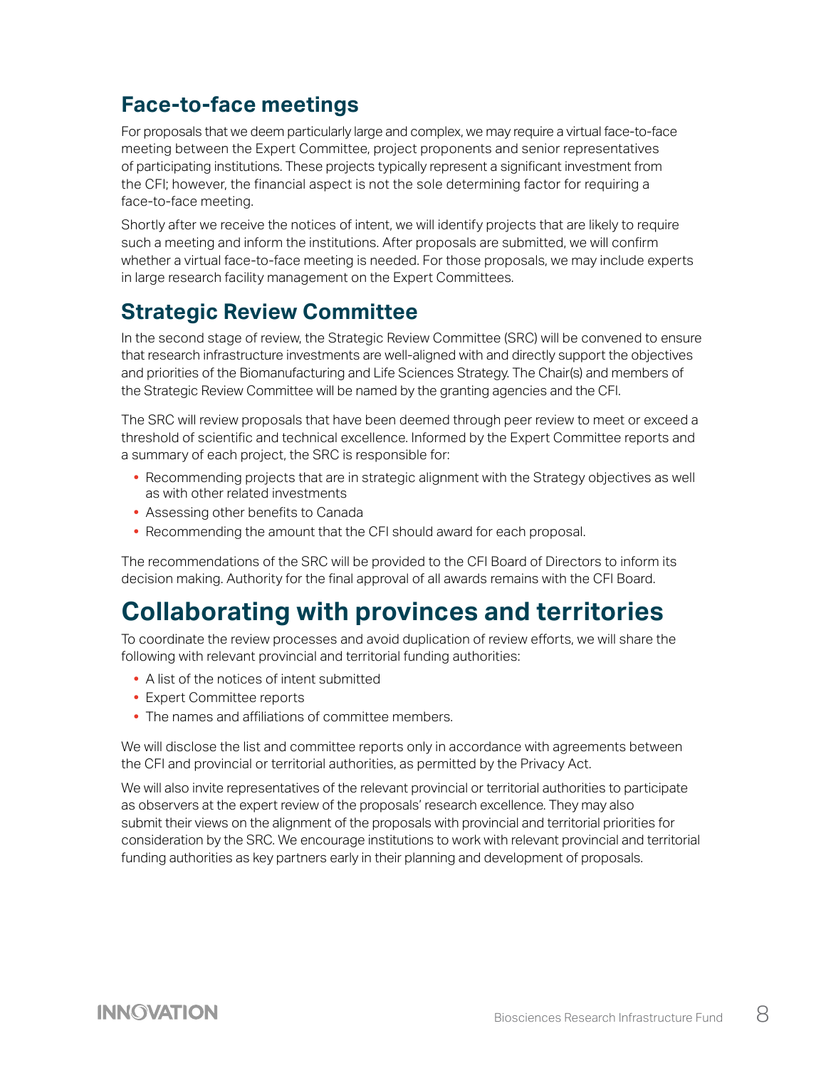## Face-to-face meetings

For proposals that we deem particularly large and complex, we may require a virtual face-to-face meeting between the Expert Committee, project proponents and senior representatives of participating institutions. These projects typically represent a significant investment from the CFI; however, the financial aspect is not the sole determining factor for requiring a face-to-face meeting.

Shortly after we receive the notices of intent, we will identify projects that are likely to require such a meeting and inform the institutions. After proposals are submitted, we will confirm whether a virtual face-to-face meeting is needed. For those proposals, we may include experts in large research facility management on the Expert Committees.

## Strategic Review Committee

In the second stage of review, the Strategic Review Committee (SRC) will be convened to ensure that research infrastructure investments are well-aligned with and directly support the objectives and priorities of the Biomanufacturing and Life Sciences Strategy. The Chair(s) and members of the Strategic Review Committee will be named by the granting agencies and the CFI.

The SRC will review proposals that have been deemed through peer review to meet or exceed a threshold of scientific and technical excellence. Informed by the Expert Committee reports and a summary of each project, the SRC is responsible for:

- Recommending projects that are in strategic alignment with the Strategy objectives as well as with other related investments
- Assessing other benefits to Canada
- Recommending the amount that the CFI should award for each proposal.

The recommendations of the SRC will be provided to the CFI Board of Directors to inform its decision making. Authority for the final approval of all awards remains with the CFI Board.

# Collaborating with provinces and territories

To coordinate the review processes and avoid duplication of review efforts, we will share the following with relevant provincial and territorial funding authorities:

- A list of the notices of intent submitted
- Expert Committee reports
- The names and affiliations of committee members.

We will disclose the list and committee reports only in accordance with agreements between the CFI and provincial or territorial authorities, as permitted by the Privacy Act.

We will also invite representatives of the relevant provincial or territorial authorities to participate as observers at the expert review of the proposals' research excellence. They may also submit their views on the alignment of the proposals with provincial and territorial priorities for consideration by the SRC. We encourage institutions to work with relevant provincial and territorial funding authorities as key partners early in their planning and development of proposals.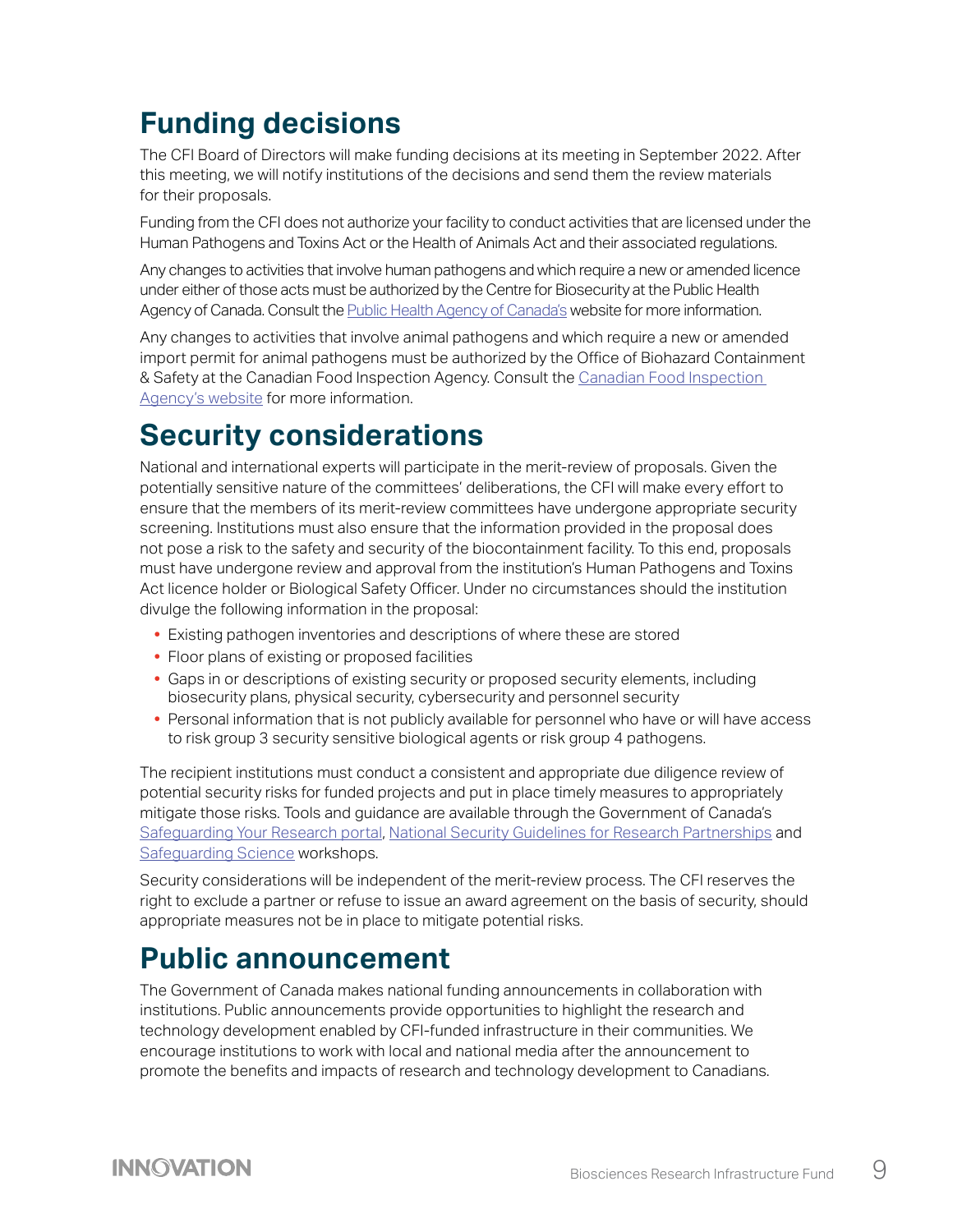## Funding decisions

The CFI Board of Directors will make funding decisions at its meeting in September 2022. After this meeting, we will notify institutions of the decisions and send them the review materials for their proposals.

Funding from the CFI does not authorize your facility to conduct activities that are licensed under the Human Pathogens and Toxins Act or the Health of Animals Act and their associated regulations.

Any changes to activities that involve human pathogens and which require a new or amended licence under either of those acts must be authorized by the Centre for Biosecurity at the Public Health Agency of Canada. Consult the Public Health Agency of Canada's website for more information.

Any changes to activities that involve animal pathogens and which require a new or amended import permit for animal pathogens must be authorized by the Office of Biohazard Containment & Safety at the Canadian Food Inspection Agency. Consult the Canadian Food Inspection Agency's website for more information.

## Security considerations

National and international experts will participate in the merit-review of proposals. Given the potentially sensitive nature of the committees' deliberations, the CFI will make every effort to ensure that the members of its merit-review committees have undergone appropriate security screening. Institutions must also ensure that the information provided in the proposal does not pose a risk to the safety and security of the biocontainment facility. To this end, proposals must have undergone review and approval from the institution's Human Pathogens and Toxins Act licence holder or Biological Safety Officer. Under no circumstances should the institution divulge the following information in the proposal:

- Existing pathogen inventories and descriptions of where these are stored
- Floor plans of existing or proposed facilities
- Gaps in or descriptions of existing security or proposed security elements, including biosecurity plans, physical security, cybersecurity and personnel security
- Personal information that is not publicly available for personnel who have or will have access to risk group 3 security sensitive biological agents or risk group 4 pathogens.

The recipient institutions must conduct a consistent and appropriate due diligence review of potential security risks for funded projects and put in place timely measures to appropriately mitigate those risks. Tools and guidance are available through the Government of Canada's Safeguarding Your Research portal, National Security Guidelines for Research Partnerships and Safeguarding Science workshops.

Security considerations will be independent of the merit-review process. The CFI reserves the right to exclude a partner or refuse to issue an award agreement on the basis of security, should appropriate measures not be in place to mitigate potential risks.

## Public announcement

The Government of Canada makes national funding announcements in collaboration with institutions. Public announcements provide opportunities to highlight the research and technology development enabled by CFI-funded infrastructure in their communities. We encourage institutions to work with local and national media after the announcement to promote the benefits and impacts of research and technology development to Canadians.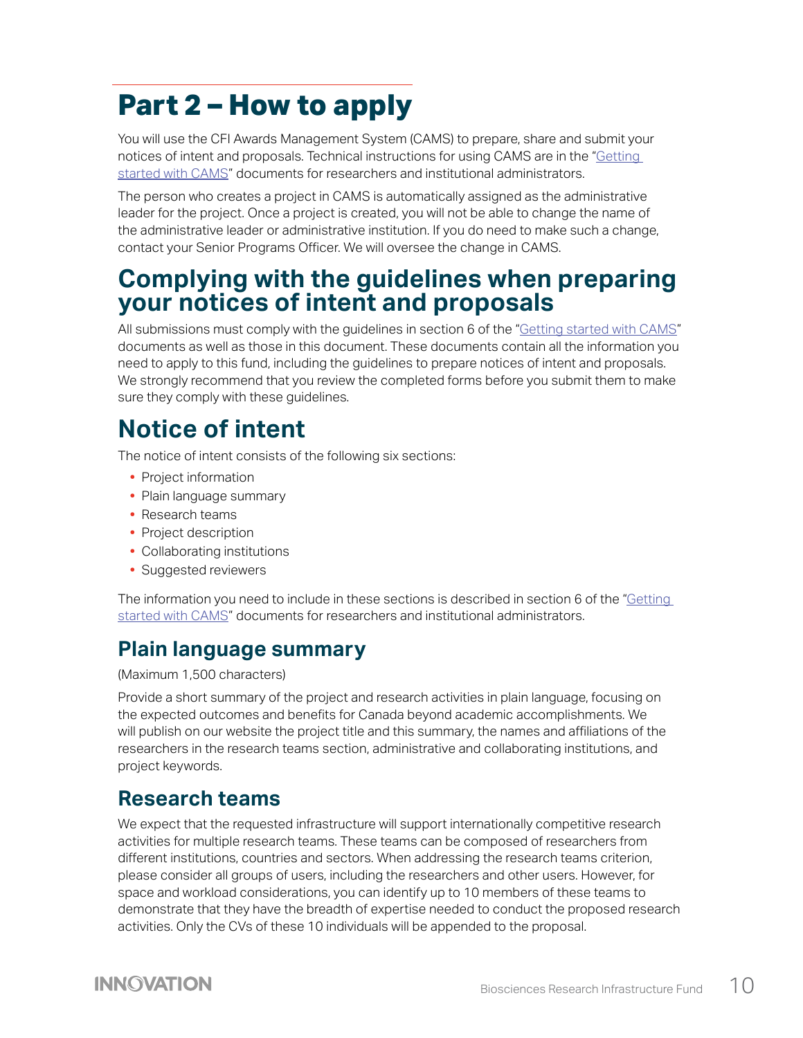# Part 2 – How to apply

You will use the CFI Awards Management System (CAMS) to prepare, share and submit your notices of intent and proposals. Technical instructions for using CAMS are in the "Getting started with CAMS" documents for researchers and institutional administrators.

The person who creates a project in CAMS is automatically assigned as the administrative leader for the project. Once a project is created, you will not be able to change the name of the administrative leader or administrative institution. If you do need to make such a change, contact your Senior Programs Officer. We will oversee the change in CAMS.

## Complying with the guidelines when preparing your notices of intent and proposals

All submissions must comply with the guidelines in section 6 of the "Getting started with CAMS" documents as well as those in this document. These documents contain all the information you need to apply to this fund, including the guidelines to prepare notices of intent and proposals. We strongly recommend that you review the completed forms before you submit them to make sure they comply with these guidelines.

## Notice of intent

The notice of intent consists of the following six sections:

- Project information
- Plain language summary
- Research teams
- Project description
- Collaborating institutions
- Suggested reviewers

The information you need to include in these sections is described in section 6 of the "Getting started with CAMS" documents for researchers and institutional administrators.

### Plain language summary

(Maximum 1,500 characters)

Provide a short summary of the project and research activities in plain language, focusing on the expected outcomes and benefits for Canada beyond academic accomplishments. We will publish on our website the project title and this summary, the names and affiliations of the researchers in the research teams section, administrative and collaborating institutions, and project keywords.

### Research teams

We expect that the requested infrastructure will support internationally competitive research activities for multiple research teams. These teams can be composed of researchers from different institutions, countries and sectors. When addressing the research teams criterion, please consider all groups of users, including the researchers and other users. However, for space and workload considerations, you can identify up to 10 members of these teams to demonstrate that they have the breadth of expertise needed to conduct the proposed research activities. Only the CVs of these 10 individuals will be appended to the proposal.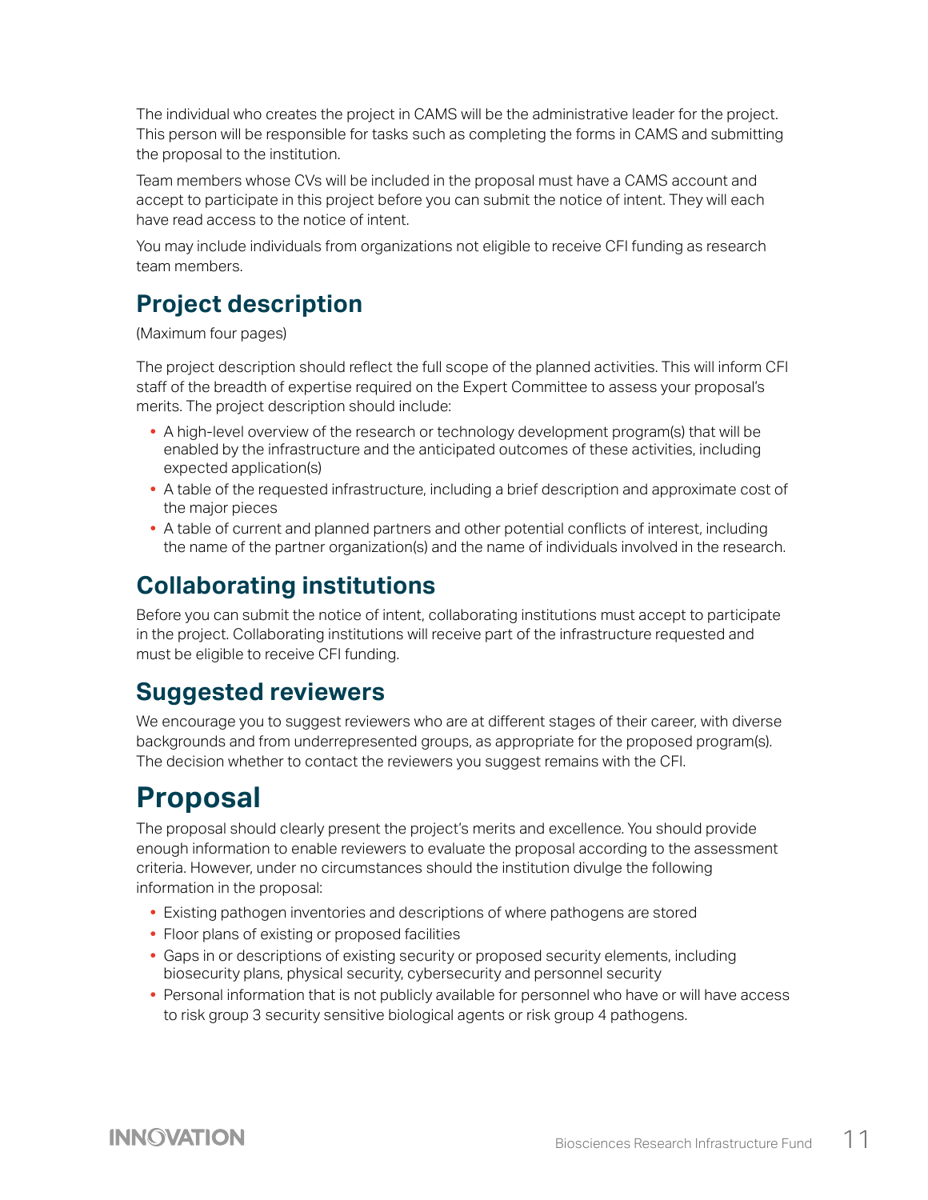The individual who creates the project in CAMS will be the administrative leader for the project. This person will be responsible for tasks such as completing the forms in CAMS and submitting the proposal to the institution.

Team members whose CVs will be included in the proposal must have a CAMS account and accept to participate in this project before you can submit the notice of intent. They will each have read access to the notice of intent.

You may include individuals from organizations not eligible to receive CFI funding as research team members.

## Project description

(Maximum four pages)

The project description should reflect the full scope of the planned activities. This will inform CFI staff of the breadth of expertise required on the Expert Committee to assess your proposal's merits. The project description should include:

- A high-level overview of the research or technology development program(s) that will be enabled by the infrastructure and the anticipated outcomes of these activities, including expected application(s)
- A table of the requested infrastructure, including a brief description and approximate cost of the major pieces
- A table of current and planned partners and other potential conflicts of interest, including the name of the partner organization(s) and the name of individuals involved in the research.

## Collaborating institutions

Before you can submit the notice of intent, collaborating institutions must accept to participate in the project. Collaborating institutions will receive part of the infrastructure requested and must be eligible to receive CFI funding.

## Suggested reviewers

We encourage you to suggest reviewers who are at different stages of their career, with diverse backgrounds and from underrepresented groups, as appropriate for the proposed program(s). The decision whether to contact the reviewers you suggest remains with the CFI.

# Proposal

The proposal should clearly present the project's merits and excellence. You should provide enough information to enable reviewers to evaluate the proposal according to the assessment criteria. However, under no circumstances should the institution divulge the following information in the proposal:

- Existing pathogen inventories and descriptions of where pathogens are stored
- Floor plans of existing or proposed facilities
- Gaps in or descriptions of existing security or proposed security elements, including biosecurity plans, physical security, cybersecurity and personnel security
- Personal information that is not publicly available for personnel who have or will have access to risk group 3 security sensitive biological agents or risk group 4 pathogens.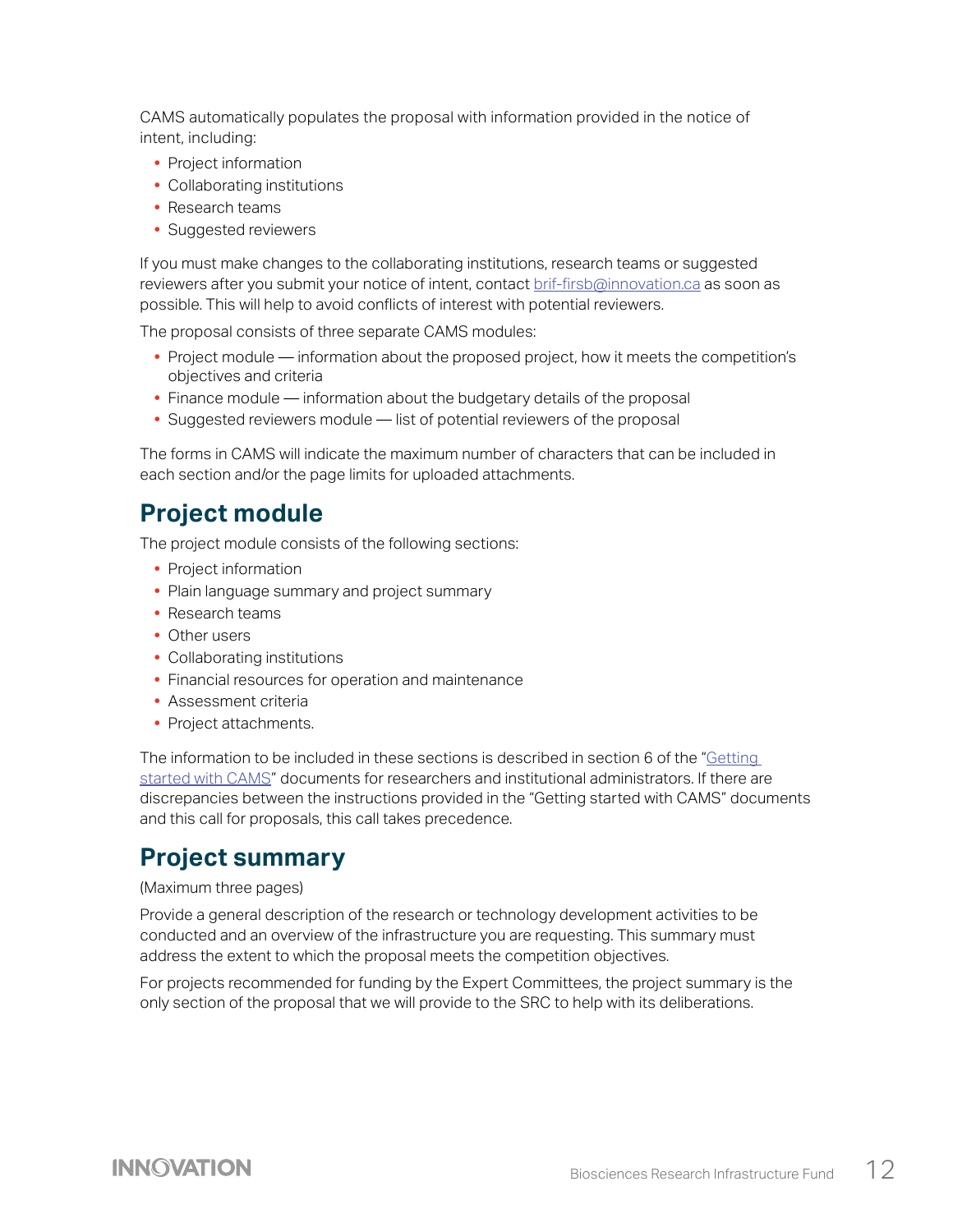CAMS automatically populates the proposal with information provided in the notice of intent, including:

- Project information
- Collaborating institutions
- Research teams
- Suggested reviewers

If you must make changes to the collaborating institutions, research teams or suggested reviewers after you submit your notice of intent, contact [brif-firsb@innovation.ca](mailto:brif-firsb@innovation.ca) as soon as possible. This will help to avoid conflicts of interest with potential reviewers.

The proposal consists of three separate CAMS modules:

- Project module — information about the proposed project, how it meets the competition's objectives and criteria
- Finance module — information about the budgetary details of the proposal
- Suggested reviewers module — list of potential reviewers of the proposal

The forms in CAMS will indicate the maximum number of characters that can be included in each section and/or the page limits for uploaded attachments.

## Project module

The project module consists of the following sections:

- Project information
- Plain language summary and project summary
- Research teams
- Other users
- Collaborating institutions
- Financial resources for operation and maintenance
- Assessment criteria
- Project attachments.

The information to be included in these sections is described in section 6 of the "Getting started with CAMS" documents for researchers and institutional administrators. If there are discrepancies between the instructions provided in the "Getting started with CAMS" documents and this call for proposals, this call takes precedence.

## Project summary

(Maximum three pages)

Provide a general description of the research or technology development activities to be conducted and an overview of the infrastructure you are requesting. This summary must address the extent to which the proposal meets the competition objectives.

For projects recommended for funding by the Expert Committees, the project summary is the only section of the proposal that we will provide to the SRC to help with its deliberations.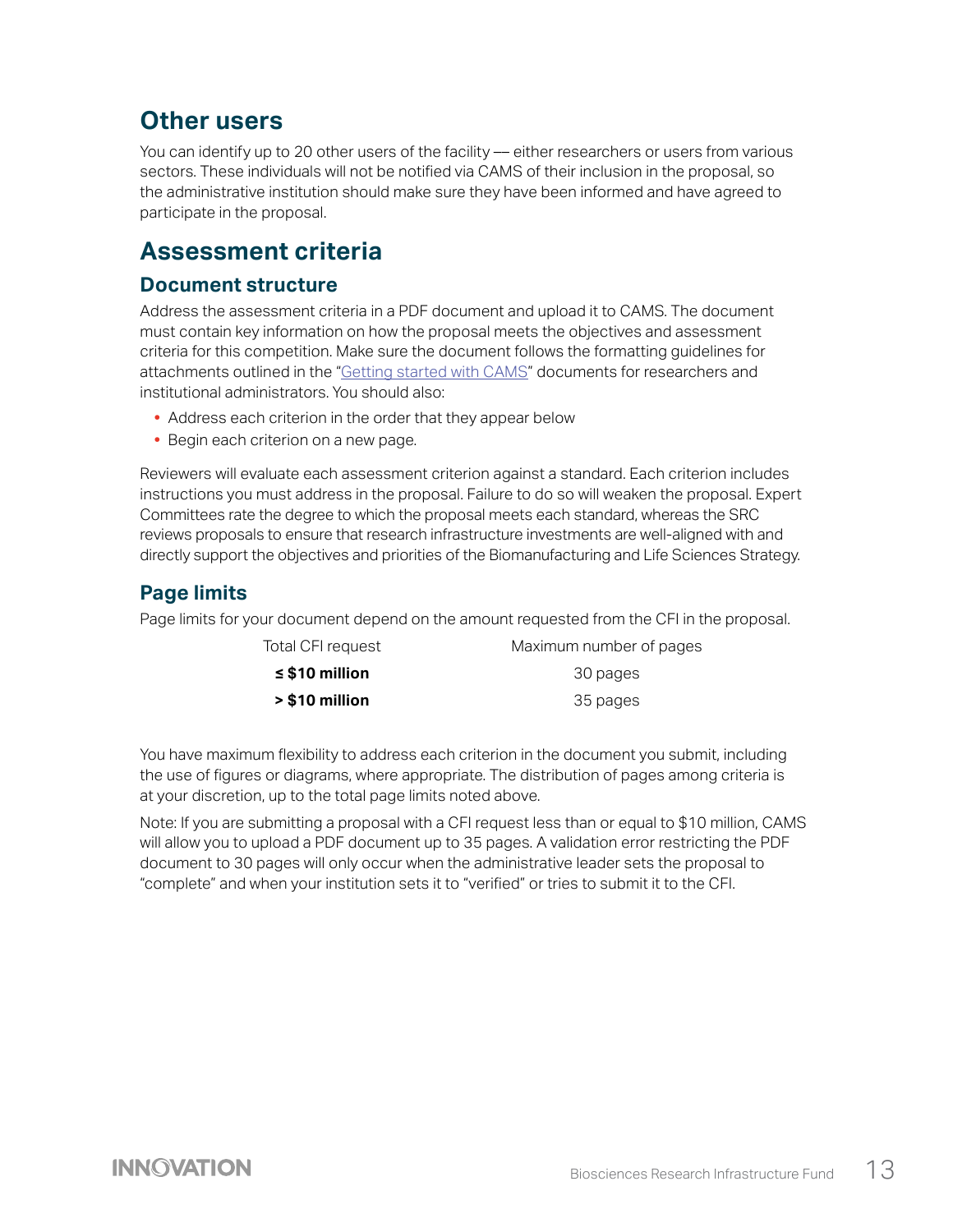## Other users

You can identify up to 20 other users of the facility — either researchers or users from various sectors. These individuals will not be notified via CAMS of their inclusion in the proposal, so the administrative institution should make sure they have been informed and have agreed to participate in the proposal.

## Assessment criteria

### Document structure

Address the assessment criteria in a PDF document and upload it to CAMS. The document must contain key information on how the proposal meets the objectives and assessment criteria for this competition. Make sure the document follows the formatting guidelines for attachments outlined in the "Getting started with CAMS" documents for researchers and institutional administrators. You should also:

- Address each criterion in the order that they appear below
- Begin each criterion on a new page.

Reviewers will evaluate each assessment criterion against a standard. Each criterion includes instructions you must address in the proposal. Failure to do so will weaken the proposal. Expert Committees rate the degree to which the proposal meets each standard, whereas the SRC reviews proposals to ensure that research infrastructure investments are well-aligned with and directly support the objectives and priorities of the Biomanufacturing and Life Sciences Strategy.

### Page limits

Page limits for your document depend on the amount requested from the CFI in the proposal.

| Total CFI request | Maximum number of pages |
|---|---|
| **≤ $10 million** | 30 pages |
| **> $10 million** | 35 pages |

You have maximum flexibility to address each criterion in the document you submit, including the use of figures or diagrams, where appropriate. The distribution of pages among criteria is at your discretion, up to the total page limits noted above.

Note: If you are submitting a proposal with a CFI request less than or equal to $10 million, CAMS will allow you to upload a PDF document up to 35 pages. A validation error restricting the PDF document to 30 pages will only occur when the administrative leader sets the proposal to "complete" and when your institution sets it to "verified" or tries to submit it to the CFI.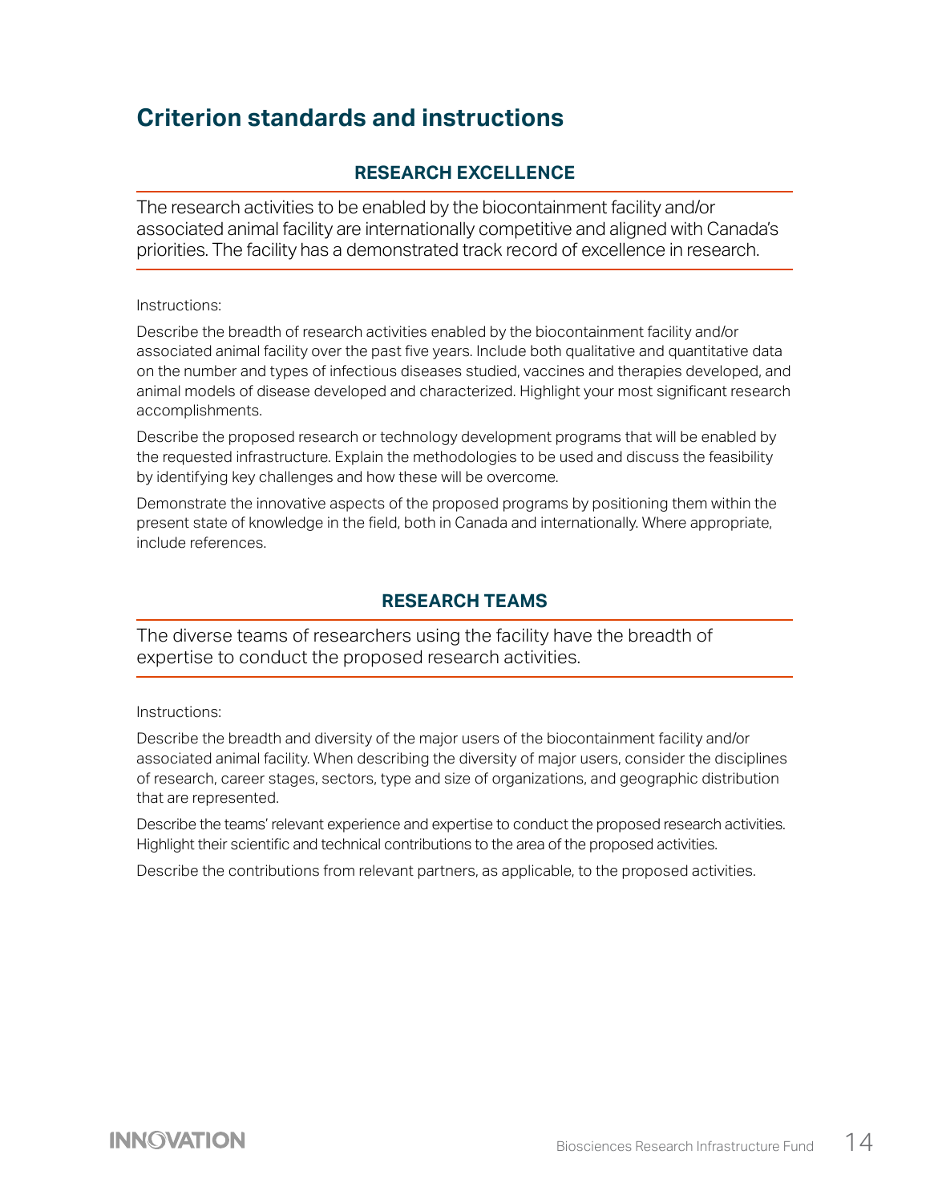## Criterion standards and instructions

### RESEARCH EXCELLENCE

The research activities to be enabled by the biocontainment facility and/or associated animal facility are internationally competitive and aligned with Canada's priorities. The facility has a demonstrated track record of excellence in research.

Instructions:

Describe the breadth of research activities enabled by the biocontainment facility and/or associated animal facility over the past five years. Include both qualitative and quantitative data on the number and types of infectious diseases studied, vaccines and therapies developed, and animal models of disease developed and characterized. Highlight your most significant research accomplishments.

Describe the proposed research or technology development programs that will be enabled by the requested infrastructure. Explain the methodologies to be used and discuss the feasibility by identifying key challenges and how these will be overcome.

Demonstrate the innovative aspects of the proposed programs by positioning them within the present state of knowledge in the field, both in Canada and internationally. Where appropriate, include references.

### RESEARCH TEAMS

The diverse teams of researchers using the facility have the breadth of expertise to conduct the proposed research activities.

Instructions:

Describe the breadth and diversity of the major users of the biocontainment facility and/or associated animal facility. When describing the diversity of major users, consider the disciplines of research, career stages, sectors, type and size of organizations, and geographic distribution that are represented.

Describe the teams' relevant experience and expertise to conduct the proposed research activities. Highlight their scientific and technical contributions to the area of the proposed activities.

Describe the contributions from relevant partners, as applicable, to the proposed activities.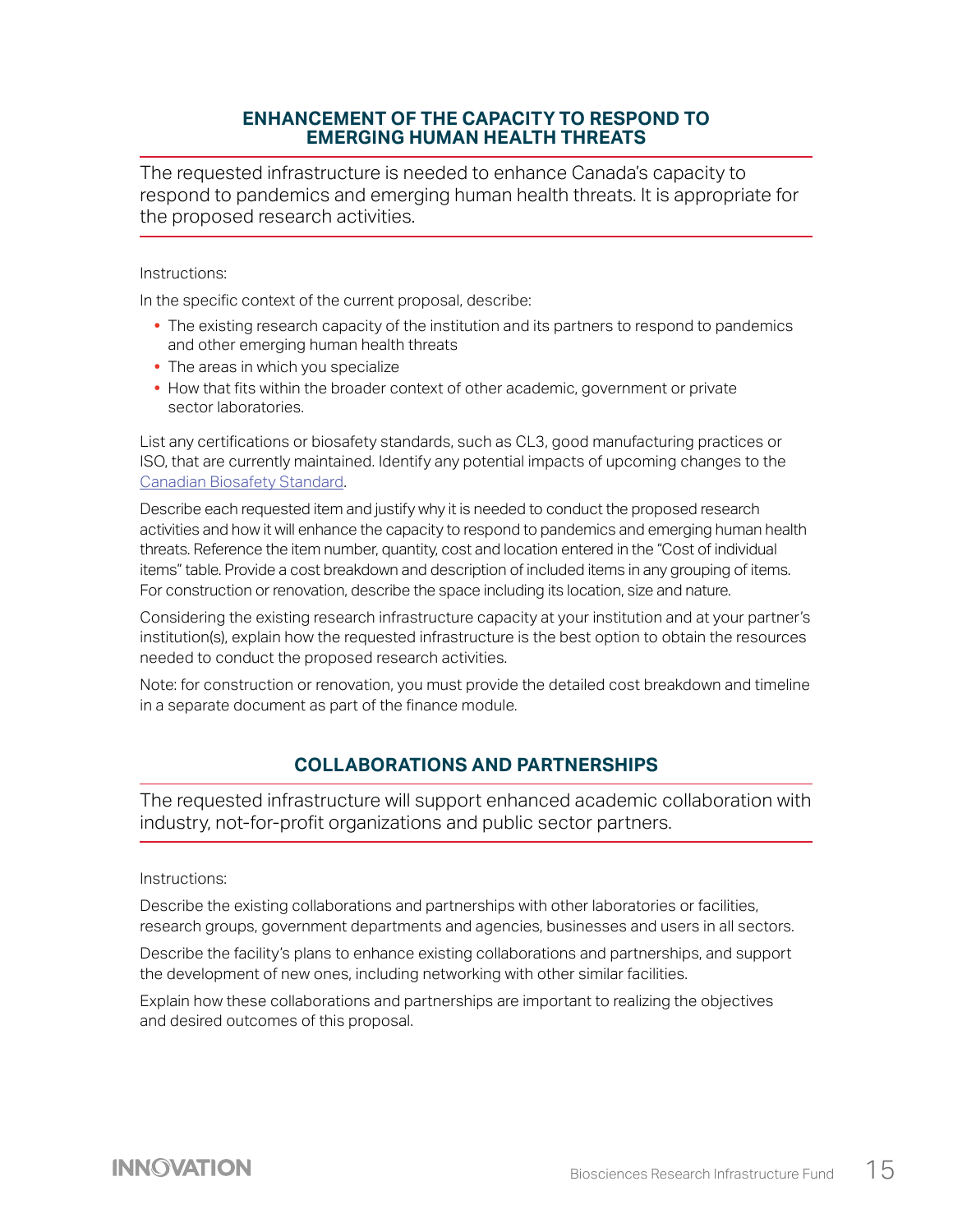## ENHANCEMENT OF THE CAPACITY TO RESPOND TO EMERGING HUMAN HEALTH THREATS

The requested infrastructure is needed to enhance Canada's capacity to respond to pandemics and emerging human health threats. It is appropriate for the proposed research activities.

Instructions:

In the specific context of the current proposal, describe:

- The existing research capacity of the institution and its partners to respond to pandemics and other emerging human health threats
- The areas in which you specialize
- How that fits within the broader context of other academic, government or private sector laboratories.

List any certifications or biosafety standards, such as CL3, good manufacturing practices or ISO, that are currently maintained. Identify any potential impacts of upcoming changes to the Canadian Biosafety Standard.

Describe each requested item and justify why it is needed to conduct the proposed research activities and how it will enhance the capacity to respond to pandemics and emerging human health threats. Reference the item number, quantity, cost and location entered in the "Cost of individual items" table. Provide a cost breakdown and description of included items in any grouping of items. For construction or renovation, describe the space including its location, size and nature.

Considering the existing research infrastructure capacity at your institution and at your partner's institution(s), explain how the requested infrastructure is the best option to obtain the resources needed to conduct the proposed research activities.

Note: for construction or renovation, you must provide the detailed cost breakdown and timeline in a separate document as part of the finance module.

## COLLABORATIONS AND PARTNERSHIPS

The requested infrastructure will support enhanced academic collaboration with industry, not-for-profit organizations and public sector partners.

Instructions:

Describe the existing collaborations and partnerships with other laboratories or facilities, research groups, government departments and agencies, businesses and users in all sectors.

Describe the facility's plans to enhance existing collaborations and partnerships, and support the development of new ones, including networking with other similar facilities.

Explain how these collaborations and partnerships are important to realizing the objectives and desired outcomes of this proposal.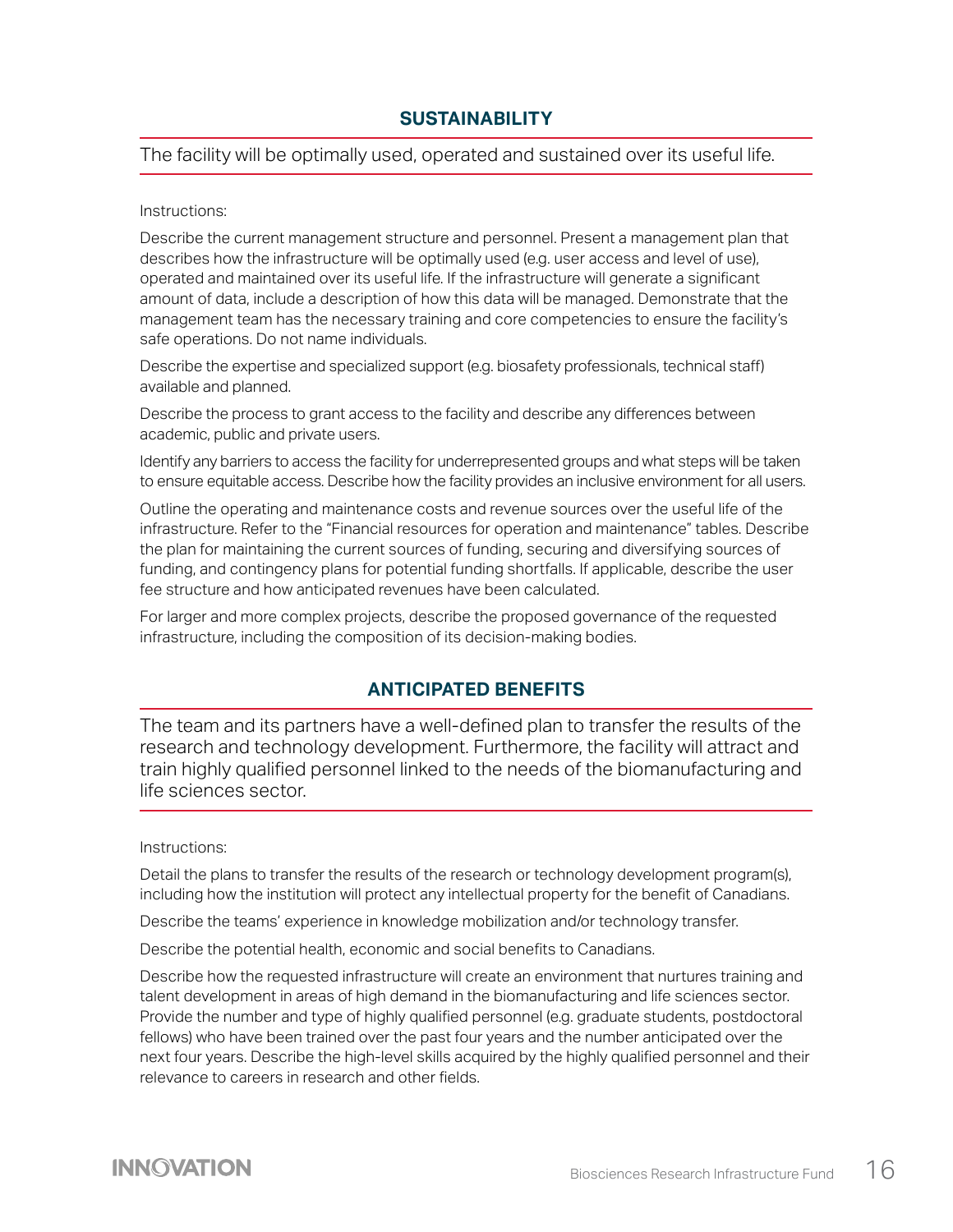## SUSTAINABILITY

The facility will be optimally used, operated and sustained over its useful life.

Instructions:

Describe the current management structure and personnel. Present a management plan that describes how the infrastructure will be optimally used (e.g. user access and level of use), operated and maintained over its useful life. If the infrastructure will generate a significant amount of data, include a description of how this data will be managed. Demonstrate that the management team has the necessary training and core competencies to ensure the facility's safe operations. Do not name individuals.

Describe the expertise and specialized support (e.g. biosafety professionals, technical staff) available and planned.

Describe the process to grant access to the facility and describe any differences between academic, public and private users.

Identify any barriers to access the facility for underrepresented groups and what steps will be taken to ensure equitable access. Describe how the facility provides an inclusive environment for all users.

Outline the operating and maintenance costs and revenue sources over the useful life of the infrastructure. Refer to the "Financial resources for operation and maintenance" tables. Describe the plan for maintaining the current sources of funding, securing and diversifying sources of funding, and contingency plans for potential funding shortfalls. If applicable, describe the user fee structure and how anticipated revenues have been calculated.

For larger and more complex projects, describe the proposed governance of the requested infrastructure, including the composition of its decision-making bodies.

## ANTICIPATED BENEFITS

The team and its partners have a well-defined plan to transfer the results of the research and technology development. Furthermore, the facility will attract and train highly qualified personnel linked to the needs of the biomanufacturing and life sciences sector.

Instructions:

Detail the plans to transfer the results of the research or technology development program(s), including how the institution will protect any intellectual property for the benefit of Canadians.

Describe the teams' experience in knowledge mobilization and/or technology transfer.

Describe the potential health, economic and social benefits to Canadians.

Describe how the requested infrastructure will create an environment that nurtures training and talent development in areas of high demand in the biomanufacturing and life sciences sector. Provide the number and type of highly qualified personnel (e.g. graduate students, postdoctoral fellows) who have been trained over the past four years and the number anticipated over the next four years. Describe the high-level skills acquired by the highly qualified personnel and their relevance to careers in research and other fields.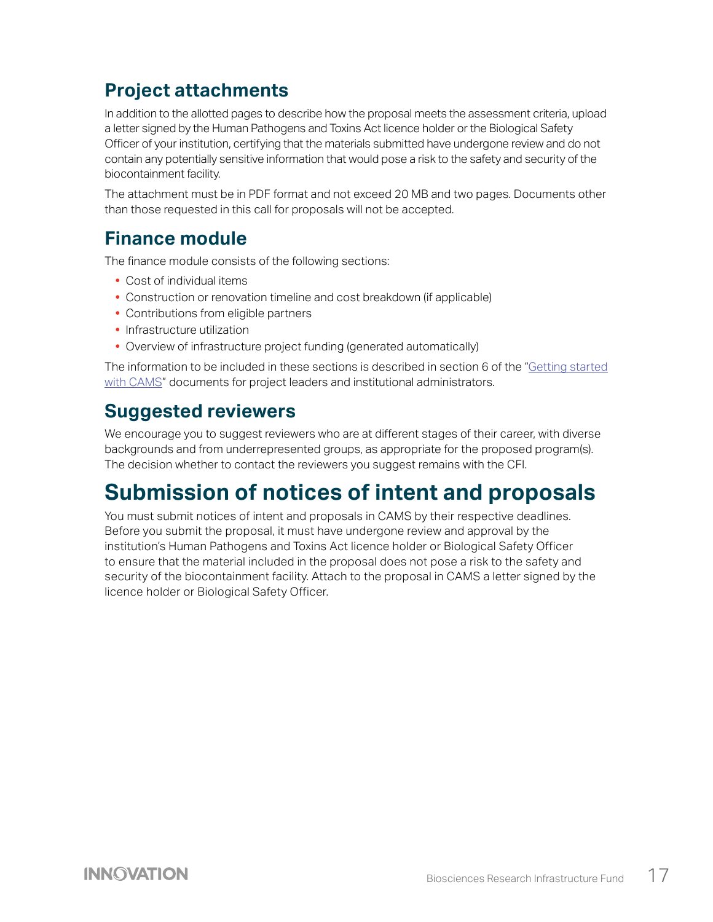## Project attachments

In addition to the allotted pages to describe how the proposal meets the assessment criteria, upload a letter signed by the Human Pathogens and Toxins Act licence holder or the Biological Safety Officer of your institution, certifying that the materials submitted have undergone review and do not contain any potentially sensitive information that would pose a risk to the safety and security of the biocontainment facility.

The attachment must be in PDF format and not exceed 20 MB and two pages. Documents other than those requested in this call for proposals will not be accepted.

## Finance module

The finance module consists of the following sections:

- Cost of individual items
- Construction or renovation timeline and cost breakdown (if applicable)
- Contributions from eligible partners
- Infrastructure utilization
- Overview of infrastructure project funding (generated automatically)

The information to be included in these sections is described in section 6 of the "Getting started with CAMS" documents for project leaders and institutional administrators.

## Suggested reviewers

We encourage you to suggest reviewers who are at different stages of their career, with diverse backgrounds and from underrepresented groups, as appropriate for the proposed program(s). The decision whether to contact the reviewers you suggest remains with the CFI.

# Submission of notices of intent and proposals

You must submit notices of intent and proposals in CAMS by their respective deadlines. Before you submit the proposal, it must have undergone review and approval by the institution's Human Pathogens and Toxins Act licence holder or Biological Safety Officer to ensure that the material included in the proposal does not pose a risk to the safety and security of the biocontainment facility. Attach to the proposal in CAMS a letter signed by the licence holder or Biological Safety Officer.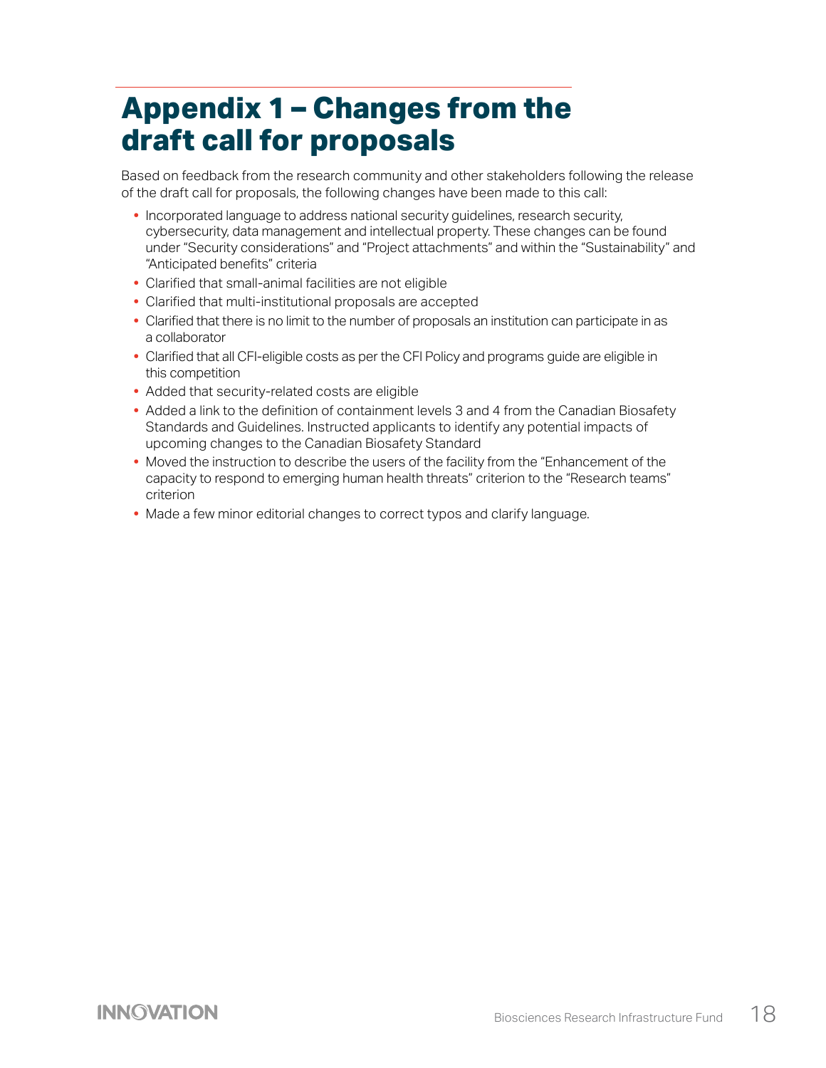# Appendix 1 – Changes from the draft call for proposals

Based on feedback from the research community and other stakeholders following the release of the draft call for proposals, the following changes have been made to this call:

- Incorporated language to address national security guidelines, research security, cybersecurity, data management and intellectual property. These changes can be found under "Security considerations" and "Project attachments" and within the "Sustainability" and "Anticipated benefits" criteria
- Clarified that small-animal facilities are not eligible
- Clarified that multi-institutional proposals are accepted
- Clarified that there is no limit to the number of proposals an institution can participate in as a collaborator
- Clarified that all CFI-eligible costs as per the CFI Policy and programs guide are eligible in this competition
- Added that security-related costs are eligible
- Added a link to the definition of containment levels 3 and 4 from the Canadian Biosafety Standards and Guidelines. Instructed applicants to identify any potential impacts of upcoming changes to the Canadian Biosafety Standard
- Moved the instruction to describe the users of the facility from the "Enhancement of the capacity to respond to emerging human health threats" criterion to the "Research teams" criterion
- Made a few minor editorial changes to correct typos and clarify language.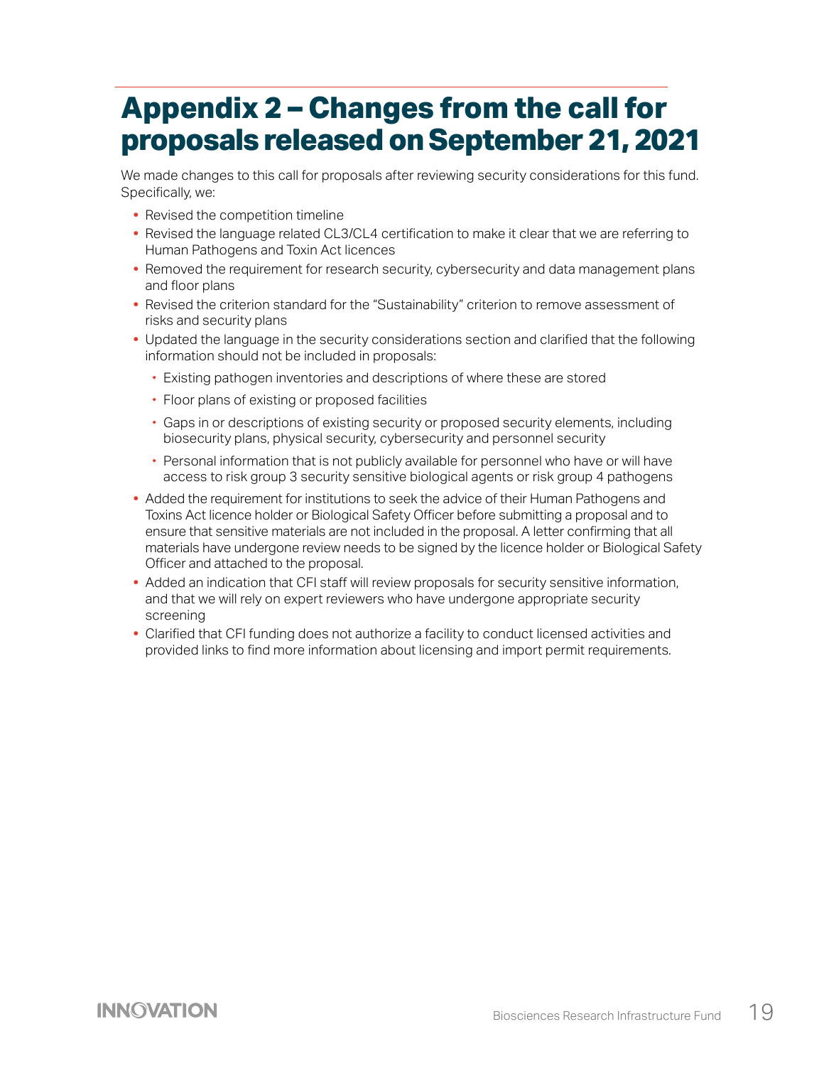# Appendix 2 – Changes from the call for proposals released on September 21, 2021

We made changes to this call for proposals after reviewing security considerations for this fund. Specifically, we:

- Revised the competition timeline
- Revised the language related CL3/CL4 certification to make it clear that we are referring to Human Pathogens and Toxin Act licences
- Removed the requirement for research security, cybersecurity and data management plans and floor plans
- Revised the criterion standard for the "Sustainability" criterion to remove assessment of risks and security plans
- Updated the language in the security considerations section and clarified that the following information should not be included in proposals:
  - Existing pathogen inventories and descriptions of where these are stored
  - Floor plans of existing or proposed facilities
  - Gaps in or descriptions of existing security or proposed security elements, including biosecurity plans, physical security, cybersecurity and personnel security
  - Personal information that is not publicly available for personnel who have or will have access to risk group 3 security sensitive biological agents or risk group 4 pathogens
- Added the requirement for institutions to seek the advice of their Human Pathogens and Toxins Act licence holder or Biological Safety Officer before submitting a proposal and to ensure that sensitive materials are not included in the proposal. A letter confirming that all materials have undergone review needs to be signed by the licence holder or Biological Safety Officer and attached to the proposal.
- Added an indication that CFI staff will review proposals for security sensitive information, and that we will rely on expert reviewers who have undergone appropriate security screening
- Clarified that CFI funding does not authorize a facility to conduct licensed activities and provided links to find more information about licensing and import permit requirements.